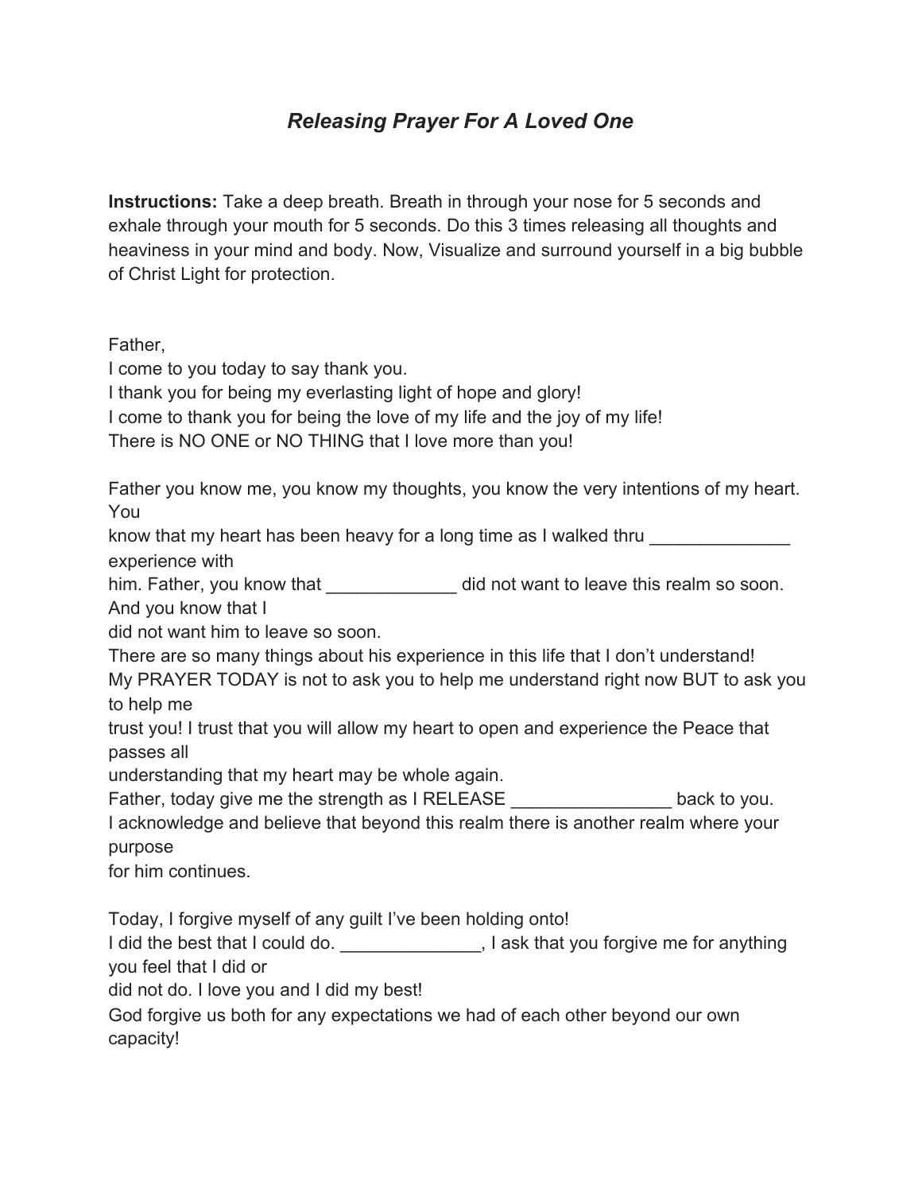# *Releasing Prayer For A Loved One*

**Instructions:** Take a deep breath. Breath in through your nose for 5 seconds and exhale through your mouth for 5 seconds. Do this 3 times releasing all thoughts and heaviness in your mind and body. Now, Visualize and surround yourself in a big bubble of Christ Light for protection.

Father,
I come to you today to say thank you.
I thank you for being my everlasting light of hope and glory!
I come to thank you for being the love of my life and the joy of my life!
There is NO ONE or NO THING that I love more than you!

Father you know me, you know my thoughts, you know the very intentions of my heart. You
know that my heart has been heavy for a long time as I walked thru ______________ experience with
him. Father, you know that _____________ did not want to leave this realm so soon. And you know that I
did not want him to leave so soon.
There are so many things about his experience in this life that I don't understand!
My PRAYER TODAY is not to ask you to help me understand right now BUT to ask you to help me
trust you! I trust that you will allow my heart to open and experience the Peace that passes all
understanding that my heart may be whole again.
Father, today give me the strength as I RELEASE ________________ back to you.
I acknowledge and believe that beyond this realm there is another realm where your purpose
for him continues.

Today, I forgive myself of any guilt I've been holding onto!
I did the best that I could do. ______________, I ask that you forgive me for anything you feel that I did or
did not do. I love you and I did my best!
God forgive us both for any expectations we had of each other beyond our own capacity!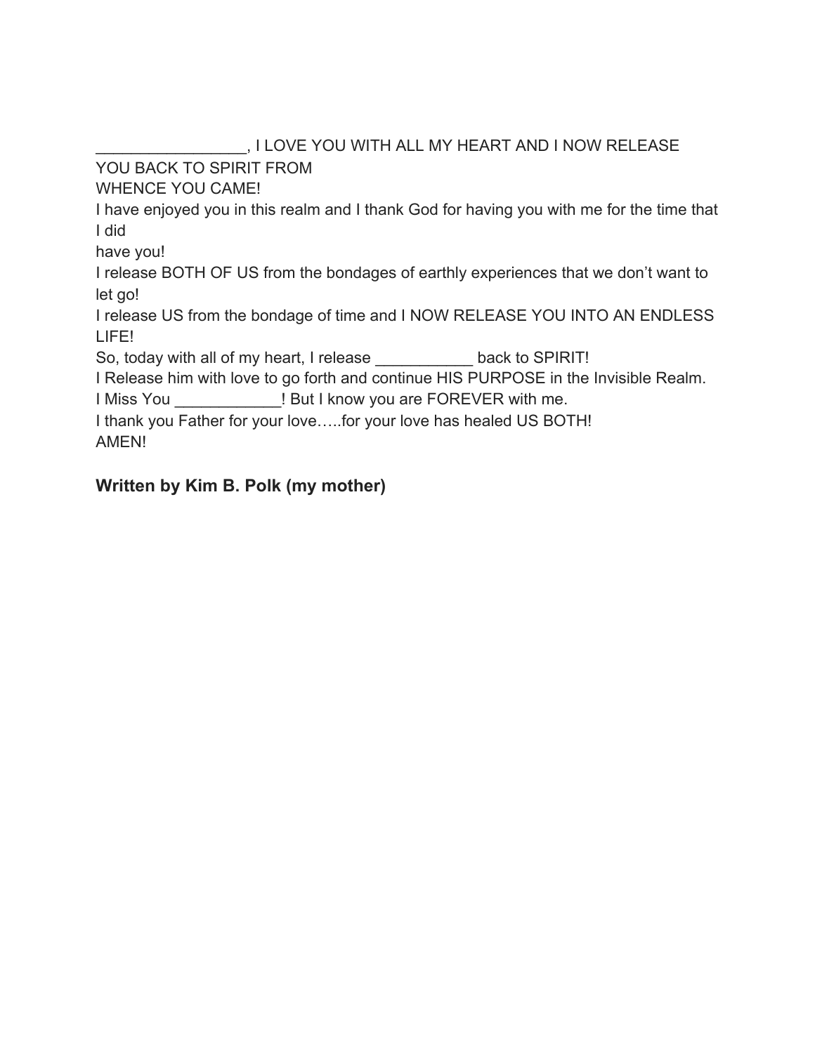_________________, I LOVE YOU WITH ALL MY HEART AND I NOW RELEASE YOU BACK TO SPIRIT FROM WHENCE YOU CAME!

I have enjoyed you in this realm and I thank God for having you with me for the time that I did have you!

I release BOTH OF US from the bondages of earthly experiences that we don't want to let go!

I release US from the bondage of time and I NOW RELEASE YOU INTO AN ENDLESS LIFE!

So, today with all of my heart, I release ___________ back to SPIRIT!

I Release him with love to go forth and continue HIS PURPOSE in the Invisible Realm.

I Miss You ____________! But I know you are FOREVER with me.

I thank you Father for your love…..for your love has healed US BOTH!

AMEN!

**Written by Kim B. Polk (my mother)**